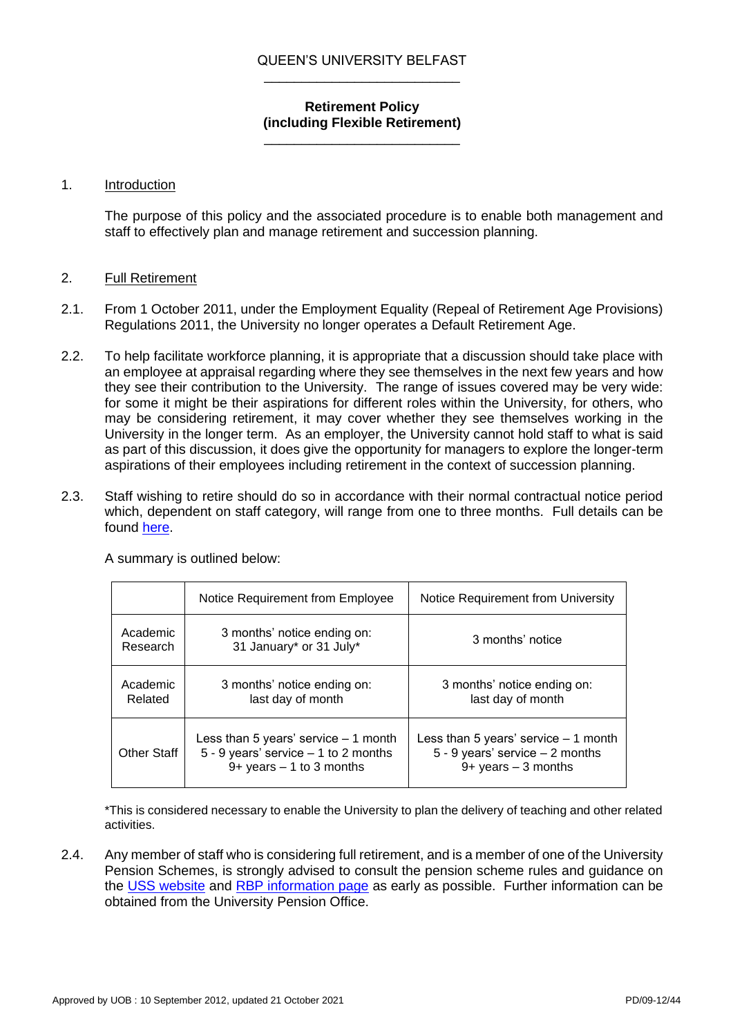# QUEEN'S UNIVERSITY BELFAST

## Retirement Policy (including Flexible Retirement)

1. Introduction

The purpose of this policy and the associated procedure is to enable both management and staff to effectively plan and manage retirement and succession planning.

2. Full Retirement

2.1. From 1 October 2011, under the Employment Equality (Repeal of Retirement Age Provisions) Regulations 2011, the University no longer operates a Default Retirement Age.

2.2. To help facilitate workforce planning, it is appropriate that a discussion should take place with an employee at appraisal regarding where they see themselves in the next few years and how they see their contribution to the University. The range of issues covered may be very wide: for some it might be their aspirations for different roles within the University, for others, who may be considering retirement, it may cover whether they see themselves working in the University in the longer term. As an employer, the University cannot hold staff to what is said as part of this discussion, it does give the opportunity for managers to explore the longer-term aspirations of their employees including retirement in the context of succession planning.

2.3. Staff wishing to retire should do so in accordance with their normal contractual notice period which, dependent on staff category, will range from one to three months. Full details can be found here.

A summary is outlined below:

| | Notice Requirement from Employee | Notice Requirement from University |
|---|---|---|
| Academic Research | 3 months' notice ending on: 31 January* or 31 July* | 3 months' notice |
| Academic Related | 3 months' notice ending on: last day of month | 3 months' notice ending on: last day of month |
| Other Staff | Less than 5 years' service – 1 month<br>5 - 9 years' service – 1 to 2 months<br>9+ years – 1 to 3 months | Less than 5 years' service – 1 month<br>5 - 9 years' service – 2 months<br>9+ years – 3 months |

*This is considered necessary to enable the University to plan the delivery of teaching and other related activities.

2.4. Any member of staff who is considering full retirement, and is a member of one of the University Pension Schemes, is strongly advised to consult the pension scheme rules and guidance on the USS website and RBP information page as early as possible. Further information can be obtained from the University Pension Office.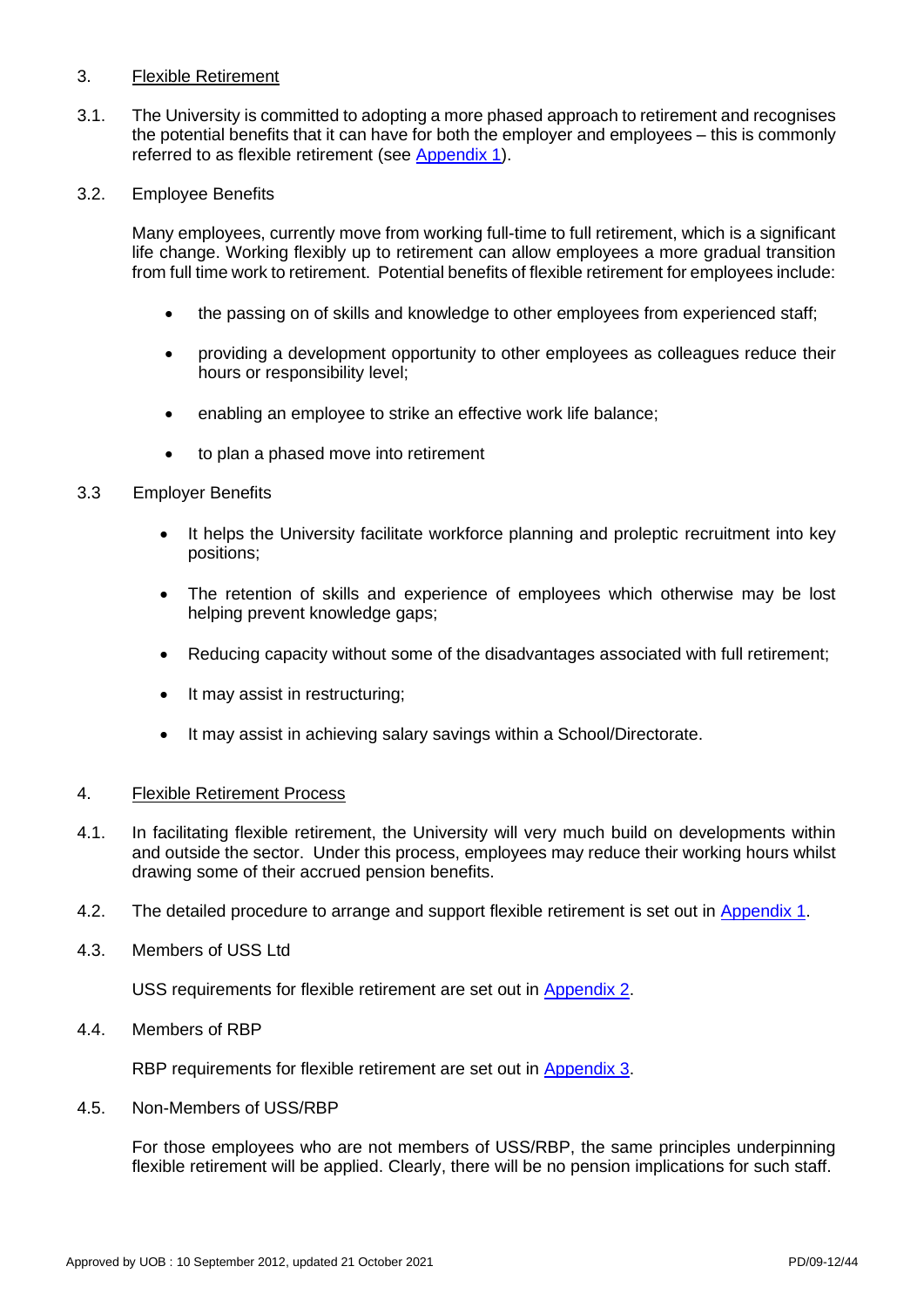## 3. Flexible Retirement

3.1. The University is committed to adopting a more phased approach to retirement and recognises the potential benefits that it can have for both the employer and employees – this is commonly referred to as flexible retirement (see Appendix 1).

3.2. Employee Benefits

Many employees, currently move from working full-time to full retirement, which is a significant life change. Working flexibly up to retirement can allow employees a more gradual transition from full time work to retirement. Potential benefits of flexible retirement for employees include:

- the passing on of skills and knowledge to other employees from experienced staff;
- providing a development opportunity to other employees as colleagues reduce their hours or responsibility level;
- enabling an employee to strike an effective work life balance;
- to plan a phased move into retirement

3.3 Employer Benefits

- It helps the University facilitate workforce planning and proleptic recruitment into key positions;
- The retention of skills and experience of employees which otherwise may be lost helping prevent knowledge gaps;
- Reducing capacity without some of the disadvantages associated with full retirement;
- It may assist in restructuring;
- It may assist in achieving salary savings within a School/Directorate.

## 4. Flexible Retirement Process

4.1. In facilitating flexible retirement, the University will very much build on developments within and outside the sector. Under this process, employees may reduce their working hours whilst drawing some of their accrued pension benefits.

4.2. The detailed procedure to arrange and support flexible retirement is set out in Appendix 1.

4.3. Members of USS Ltd

USS requirements for flexible retirement are set out in Appendix 2.

4.4. Members of RBP

RBP requirements for flexible retirement are set out in Appendix 3.

4.5. Non-Members of USS/RBP

For those employees who are not members of USS/RBP, the same principles underpinning flexible retirement will be applied. Clearly, there will be no pension implications for such staff.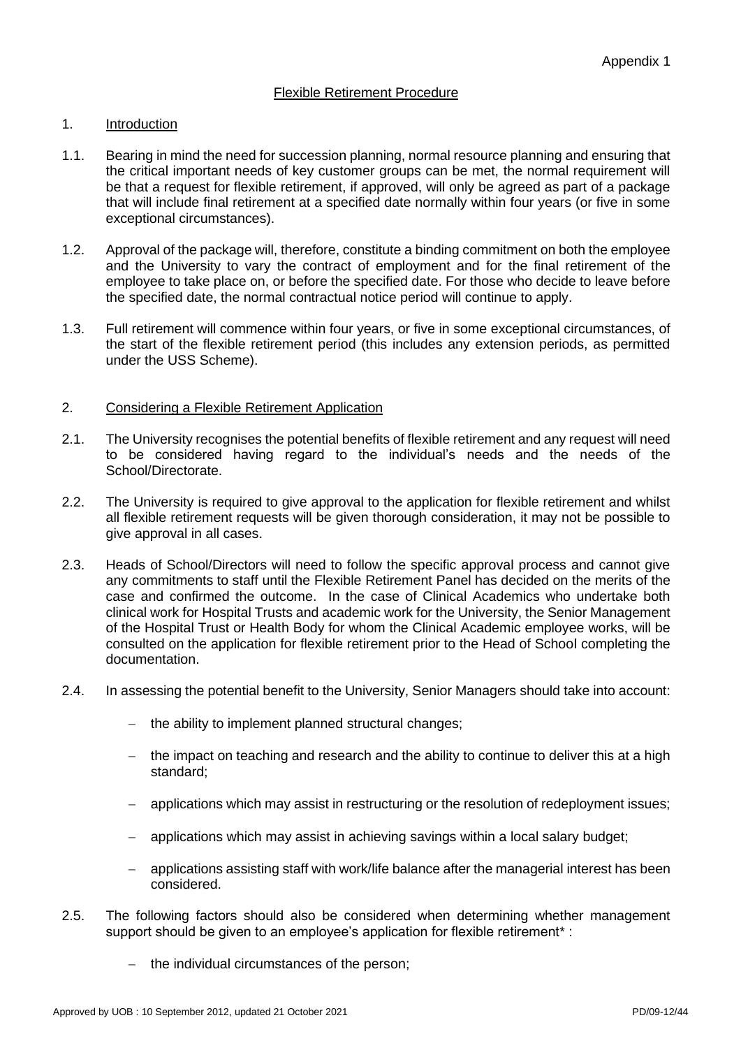Appendix 1

## Flexible Retirement Procedure

### 1. Introduction

1.1. Bearing in mind the need for succession planning, normal resource planning and ensuring that the critical important needs of key customer groups can be met, the normal requirement will be that a request for flexible retirement, if approved, will only be agreed as part of a package that will include final retirement at a specified date normally within four years (or five in some exceptional circumstances).

1.2. Approval of the package will, therefore, constitute a binding commitment on both the employee and the University to vary the contract of employment and for the final retirement of the employee to take place on, or before the specified date. For those who decide to leave before the specified date, the normal contractual notice period will continue to apply.

1.3. Full retirement will commence within four years, or five in some exceptional circumstances, of the start of the flexible retirement period (this includes any extension periods, as permitted under the USS Scheme).

### 2. Considering a Flexible Retirement Application

2.1. The University recognises the potential benefits of flexible retirement and any request will need to be considered having regard to the individual's needs and the needs of the School/Directorate.

2.2. The University is required to give approval to the application for flexible retirement and whilst all flexible retirement requests will be given thorough consideration, it may not be possible to give approval in all cases.

2.3. Heads of School/Directors will need to follow the specific approval process and cannot give any commitments to staff until the Flexible Retirement Panel has decided on the merits of the case and confirmed the outcome. In the case of Clinical Academics who undertake both clinical work for Hospital Trusts and academic work for the University, the Senior Management of the Hospital Trust or Health Body for whom the Clinical Academic employee works, will be consulted on the application for flexible retirement prior to the Head of School completing the documentation.

2.4. In assessing the potential benefit to the University, Senior Managers should take into account:

- the ability to implement planned structural changes;
- the impact on teaching and research and the ability to continue to deliver this at a high standard;
- applications which may assist in restructuring or the resolution of redeployment issues;
- applications which may assist in achieving savings within a local salary budget;
- applications assisting staff with work/life balance after the managerial interest has been considered.

2.5. The following factors should also be considered when determining whether management support should be given to an employee's application for flexible retirement* :

- the individual circumstances of the person;

Approved by UOB : 10 September 2012, updated 21 October 2021 PD/09-12/44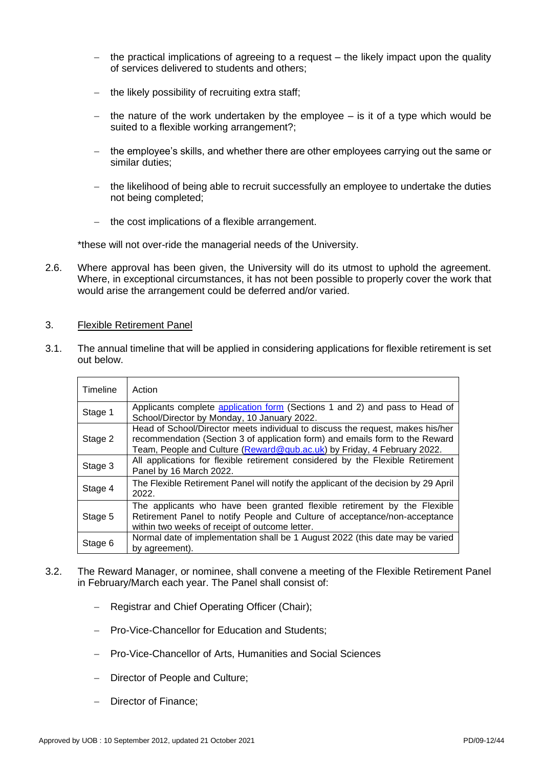- the practical implications of agreeing to a request – the likely impact upon the quality of services delivered to students and others;
- the likely possibility of recruiting extra staff;
- the nature of the work undertaken by the employee – is it of a type which would be suited to a flexible working arrangement?;
- the employee's skills, and whether there are other employees carrying out the same or similar duties;
- the likelihood of being able to recruit successfully an employee to undertake the duties not being completed;
- the cost implications of a flexible arrangement.

*these will not over-ride the managerial needs of the University.

2.6. Where approval has been given, the University will do its utmost to uphold the agreement. Where, in exceptional circumstances, it has not been possible to properly cover the work that would arise the arrangement could be deferred and/or varied.

3. Flexible Retirement Panel

3.1. The annual timeline that will be applied in considering applications for flexible retirement is set out below.

| Timeline | Action |
|---|---|
| Stage 1 | Applicants complete application form (Sections 1 and 2) and pass to Head of School/Director by Monday, 10 January 2022. |
| Stage 2 | Head of School/Director meets individual to discuss the request, makes his/her recommendation (Section 3 of application form) and emails form to the Reward Team, People and Culture (Reward@qub.ac.uk) by Friday, 4 February 2022. |
| Stage 3 | All applications for flexible retirement considered by the Flexible Retirement Panel by 16 March 2022. |
| Stage 4 | The Flexible Retirement Panel will notify the applicant of the decision by 29 April 2022. |
| Stage 5 | The applicants who have been granted flexible retirement by the Flexible Retirement Panel to notify People and Culture of acceptance/non-acceptance within two weeks of receipt of outcome letter. |
| Stage 6 | Normal date of implementation shall be 1 August 2022 (this date may be varied by agreement). |

3.2. The Reward Manager, or nominee, shall convene a meeting of the Flexible Retirement Panel in February/March each year. The Panel shall consist of:

- Registrar and Chief Operating Officer (Chair);
- Pro-Vice-Chancellor for Education and Students;
- Pro-Vice-Chancellor of Arts, Humanities and Social Sciences
- Director of People and Culture;
- Director of Finance;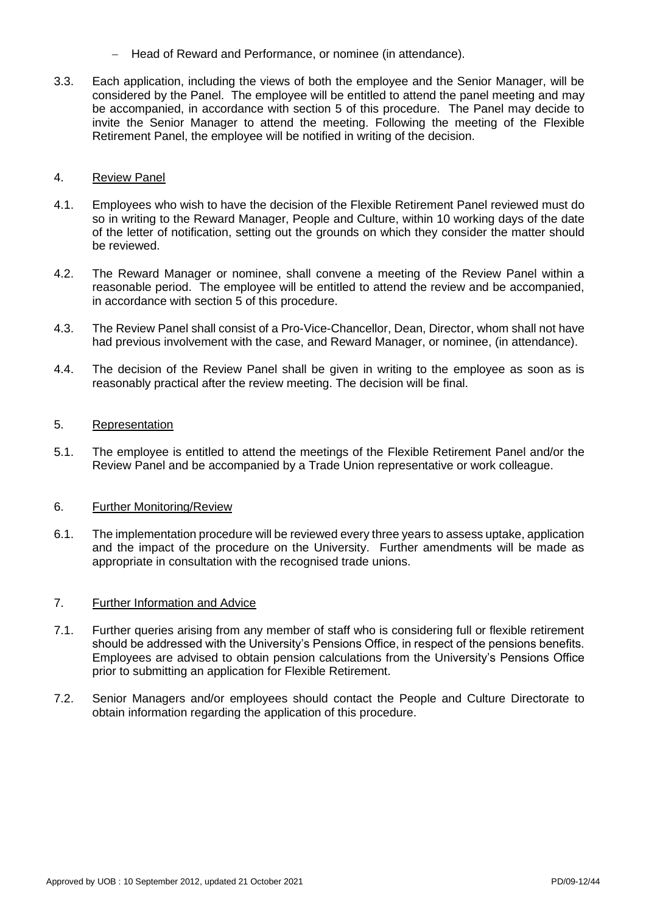- Head of Reward and Performance, or nominee (in attendance).

3.3. Each application, including the views of both the employee and the Senior Manager, will be considered by the Panel. The employee will be entitled to attend the panel meeting and may be accompanied, in accordance with section 5 of this procedure. The Panel may decide to invite the Senior Manager to attend the meeting. Following the meeting of the Flexible Retirement Panel, the employee will be notified in writing of the decision.

## 4. Review Panel

4.1. Employees who wish to have the decision of the Flexible Retirement Panel reviewed must do so in writing to the Reward Manager, People and Culture, within 10 working days of the date of the letter of notification, setting out the grounds on which they consider the matter should be reviewed.

4.2. The Reward Manager or nominee, shall convene a meeting of the Review Panel within a reasonable period. The employee will be entitled to attend the review and be accompanied, in accordance with section 5 of this procedure.

4.3. The Review Panel shall consist of a Pro-Vice-Chancellor, Dean, Director, whom shall not have had previous involvement with the case, and Reward Manager, or nominee, (in attendance).

4.4. The decision of the Review Panel shall be given in writing to the employee as soon as is reasonably practical after the review meeting. The decision will be final.

## 5. Representation

5.1. The employee is entitled to attend the meetings of the Flexible Retirement Panel and/or the Review Panel and be accompanied by a Trade Union representative or work colleague.

## 6. Further Monitoring/Review

6.1. The implementation procedure will be reviewed every three years to assess uptake, application and the impact of the procedure on the University. Further amendments will be made as appropriate in consultation with the recognised trade unions.

## 7. Further Information and Advice

7.1. Further queries arising from any member of staff who is considering full or flexible retirement should be addressed with the University's Pensions Office, in respect of the pensions benefits. Employees are advised to obtain pension calculations from the University's Pensions Office prior to submitting an application for Flexible Retirement.

7.2. Senior Managers and/or employees should contact the People and Culture Directorate to obtain information regarding the application of this procedure.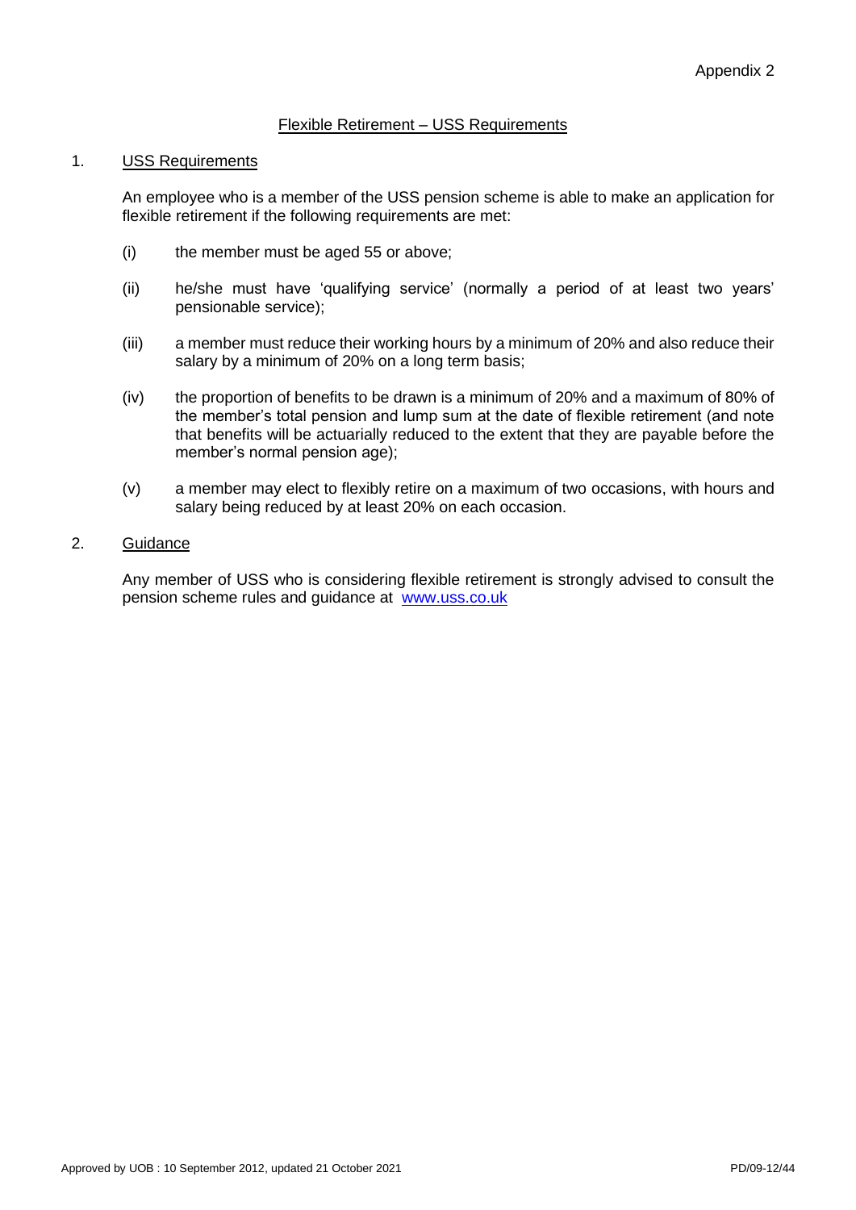Appendix 2

## Flexible Retirement – USS Requirements

### 1. USS Requirements

An employee who is a member of the USS pension scheme is able to make an application for flexible retirement if the following requirements are met:

(i) the member must be aged 55 or above;

(ii) he/she must have 'qualifying service' (normally a period of at least two years' pensionable service);

(iii) a member must reduce their working hours by a minimum of 20% and also reduce their salary by a minimum of 20% on a long term basis;

(iv) the proportion of benefits to be drawn is a minimum of 20% and a maximum of 80% of the member's total pension and lump sum at the date of flexible retirement (and note that benefits will be actuarially reduced to the extent that they are payable before the member's normal pension age);

(v) a member may elect to flexibly retire on a maximum of two occasions, with hours and salary being reduced by at least 20% on each occasion.

### 2. Guidance

Any member of USS who is considering flexible retirement is strongly advised to consult the pension scheme rules and guidance at [www.uss.co.uk](http://www.uss.co.uk)

Approved by UOB : 10 September 2012, updated 21 October 2021 PD/09-12/44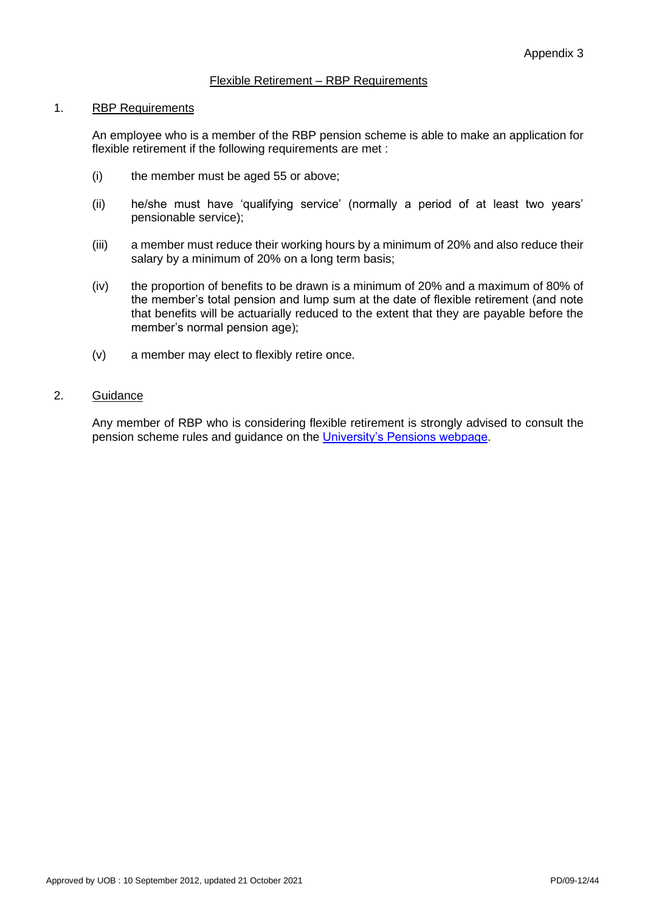Appendix 3

# Flexible Retirement – RBP Requirements

## 1. RBP Requirements

An employee who is a member of the RBP pension scheme is able to make an application for flexible retirement if the following requirements are met :

(i) the member must be aged 55 or above;

(ii) he/she must have 'qualifying service' (normally a period of at least two years' pensionable service);

(iii) a member must reduce their working hours by a minimum of 20% and also reduce their salary by a minimum of 20% on a long term basis;

(iv) the proportion of benefits to be drawn is a minimum of 20% and a maximum of 80% of the member's total pension and lump sum at the date of flexible retirement (and note that benefits will be actuarially reduced to the extent that they are payable before the member's normal pension age);

(v) a member may elect to flexibly retire once.

## 2. Guidance

Any member of RBP who is considering flexible retirement is strongly advised to consult the pension scheme rules and guidance on the University's Pensions webpage.

Approved by UOB : 10 September 2012, updated 21 October 2021 PD/09-12/44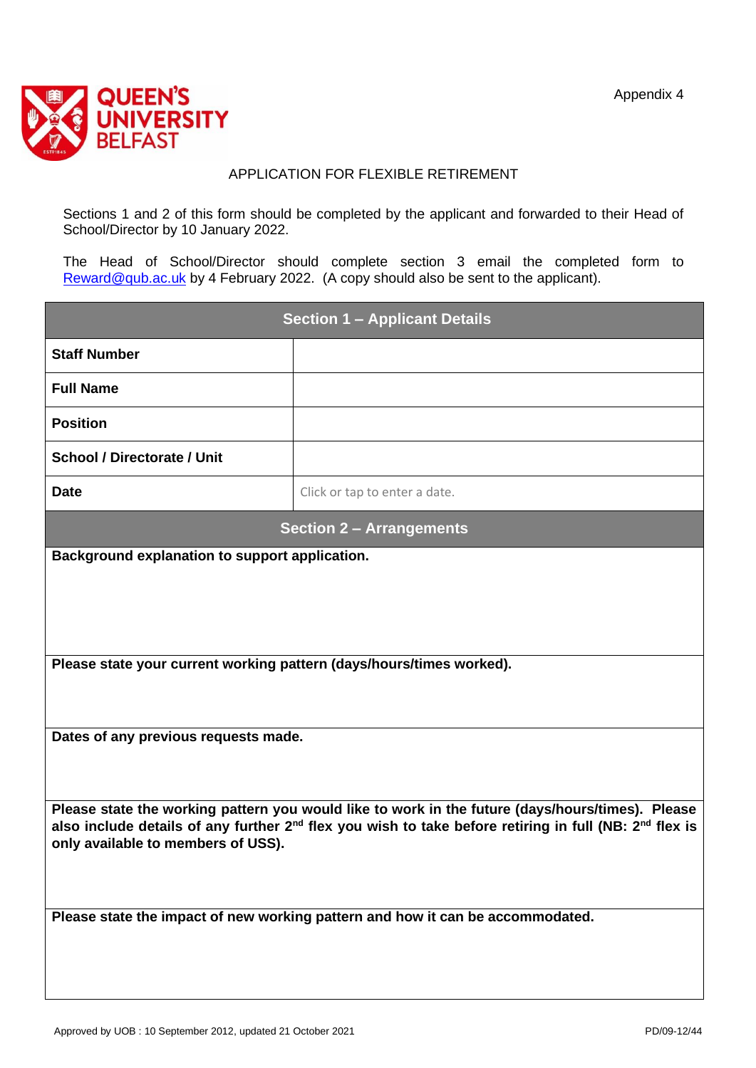Appendix 4

QUEEN'S UNIVERSITY BELFAST

## APPLICATION FOR FLEXIBLE RETIREMENT

Sections 1 and 2 of this form should be completed by the applicant and forwarded to their Head of School/Director by 10 January 2022.

The Head of School/Director should complete section 3 email the completed form to Reward@qub.ac.uk by 4 February 2022. (A copy should also be sent to the applicant).

| **Section 1 – Applicant Details** | |
|---|---|
| **Staff Number** | |
| **Full Name** | |
| **Position** | |
| **School / Directorate / Unit** | |
| **Date** | Click or tap to enter a date. |

| **Section 2 – Arrangements** |
|---|
| **Background explanation to support application.** |
| **Please state your current working pattern (days/hours/times worked).** |
| **Dates of any previous requests made.** |
| **Please state the working pattern you would like to work in the future (days/hours/times). Please also include details of any further 2nd flex you wish to take before retiring in full (NB: 2nd flex is only available to members of USS).** |
| **Please state the impact of new working pattern and how it can be accommodated.** |

Approved by UOB : 10 September 2012, updated 21 October 2021 PD/09-12/44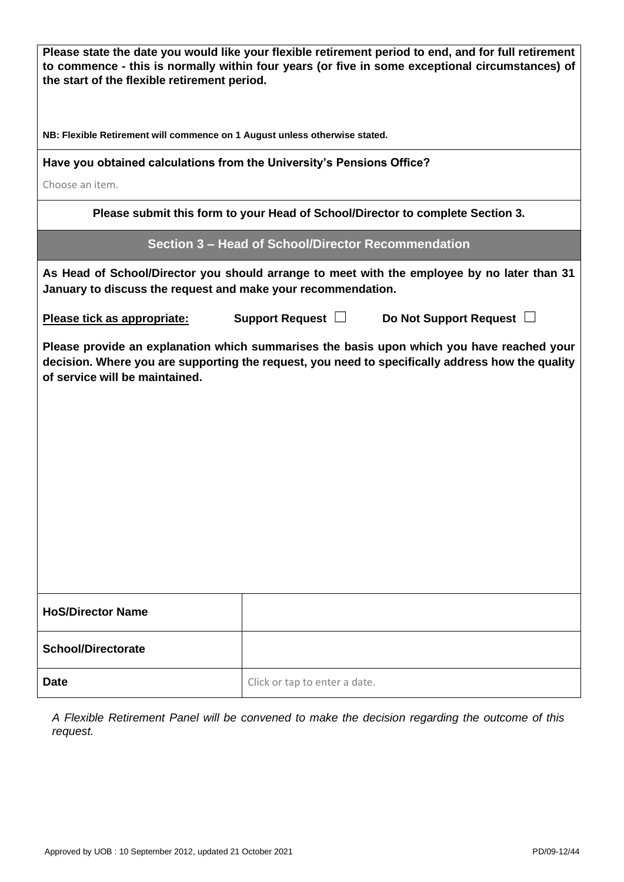**Please state the date you would like your flexible retirement period to end, and for full retirement to commence - this is normally within four years (or five in some exceptional circumstances) of the start of the flexible retirement period.**

**NB: Flexible Retirement will commence on 1 August unless otherwise stated.**

**Have you obtained calculations from the University's Pensions Office?**

Choose an item.

**Please submit this form to your Head of School/Director to complete Section 3.**

## Section 3 – Head of School/Director Recommendation

**As Head of School/Director you should arrange to meet with the employee by no later than 31 January to discuss the request and make your recommendation.**

**Please tick as appropriate:** **Support Request** ☐ **Do Not Support Request** ☐

**Please provide an explanation which summarises the basis upon which you have reached your decision. Where you are supporting the request, you need to specifically address how the quality of service will be maintained.**

| | |
|---|---|
| **HoS/Director Name** | |
| **School/Directorate** | |
| **Date** | Click or tap to enter a date. |

*A Flexible Retirement Panel will be convened to make the decision regarding the outcome of this request.*

Approved by UOB : 10 September 2012, updated 21 October 2021 PD/09-12/44